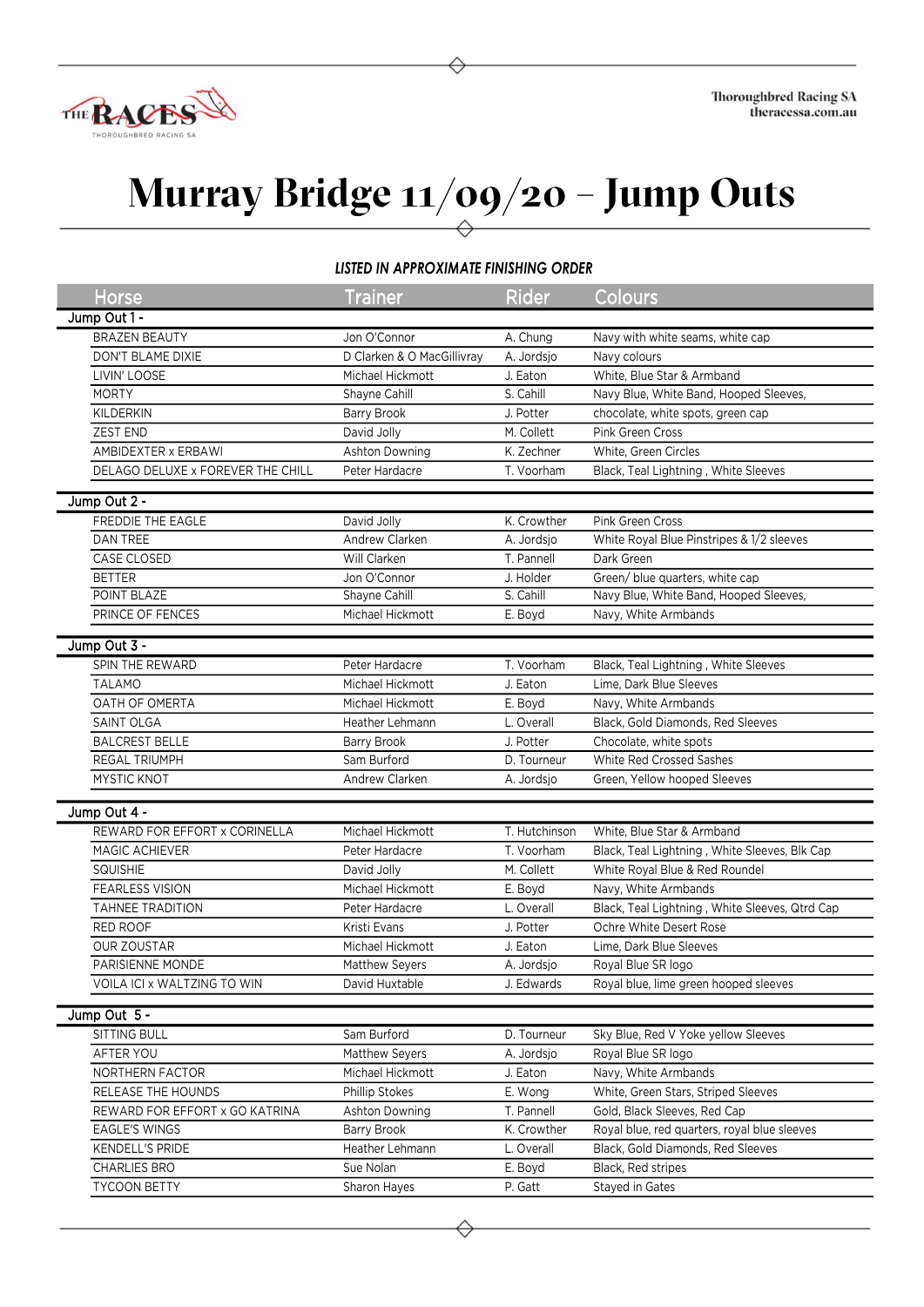# Murray Bridge 11/09/20 – Jump Outs

***LISTED IN APPROXIMATE FINISHING ORDER***

| Horse | Trainer | Rider | Colours |
|---|---|---|---|
| **Jump Out 1 -** | | | |
| BRAZEN BEAUTY | Jon O'Connor | A. Chung | Navy with white seams, white cap |
| DON'T BLAME DIXIE | D Clarken & O MacGillivray | A. Jordsjo | Navy colours |
| LIVIN' LOOSE | Michael Hickmott | J. Eaton | White, Blue Star & Armband |
| MORTY | Shayne Cahill | S. Cahill | Navy Blue, White Band, Hooped Sleeves, |
| KILDERKIN | Barry Brook | J. Potter | chocolate, white spots, green cap |
| ZEST END | David Jolly | M. Collett | Pink Green Cross |
| AMBIDEXTER x ERBAWI | Ashton Downing | K. Zechner | White, Green Circles |
| DELAGO DELUXE x FOREVER THE CHILL | Peter Hardacre | T. Voorham | Black, Teal Lightning , White Sleeves |
| **Jump Out 2 -** | | | |
| FREDDIE THE EAGLE | David Jolly | K. Crowther | Pink Green Cross |
| DAN TREE | Andrew Clarken | A. Jordsjo | White Royal Blue Pinstripes & 1/2 sleeves |
| CASE CLOSED | Will Clarken | T. Pannell | Dark Green |
| BETTER | Jon O'Connor | J. Holder | Green/ blue quarters, white cap |
| POINT BLAZE | Shayne Cahill | S. Cahill | Navy Blue, White Band, Hooped Sleeves, |
| PRINCE OF FENCES | Michael Hickmott | E. Boyd | Navy, White Armbands |
| **Jump Out 3 -** | | | |
| SPIN THE REWARD | Peter Hardacre | T. Voorham | Black, Teal Lightning , White Sleeves |
| TALAMO | Michael Hickmott | J. Eaton | Lime, Dark Blue Sleeves |
| OATH OF OMERTA | Michael Hickmott | E. Boyd | Navy, White Armbands |
| SAINT OLGA | Heather Lehmann | L. Overall | Black, Gold Diamonds, Red Sleeves |
| BALCREST BELLE | Barry Brook | J. Potter | Chocolate, white spots |
| REGAL TRIUMPH | Sam Burford | D. Tourneur | White Red Crossed Sashes |
| MYSTIC KNOT | Andrew Clarken | A. Jordsjo | Green, Yellow hooped Sleeves |
| **Jump Out 4 -** | | | |
| REWARD FOR EFFORT x CORINELLA | Michael Hickmott | T. Hutchinson | White, Blue Star & Armband |
| MAGIC ACHIEVER | Peter Hardacre | T. Voorham | Black, Teal Lightning , White Sleeves, Blk Cap |
| SQUISHIE | David Jolly | M. Collett | White Royal Blue & Red Roundel |
| FEARLESS VISION | Michael Hickmott | E. Boyd | Navy, White Armbands |
| TAHNEE TRADITION | Peter Hardacre | L. Overall | Black, Teal Lightning , White Sleeves, Qtrd Cap |
| RED ROOF | Kristi Evans | J. Potter | Ochre White Desert Rose |
| OUR ZOUSTAR | Michael Hickmott | J. Eaton | Lime, Dark Blue Sleeves |
| PARISIENNE MONDE | Matthew Seyers | A. Jordsjo | Royal Blue SR logo |
| VOILA ICI x WALTZING TO WIN | David Huxtable | J. Edwards | Royal blue, lime green hooped sleeves |
| **Jump Out 5 -** | | | |
| SITTING BULL | Sam Burford | D. Tourneur | Sky Blue, Red V Yoke yellow Sleeves |
| AFTER YOU | Matthew Seyers | A. Jordsjo | Royal Blue SR logo |
| NORTHERN FACTOR | Michael Hickmott | J. Eaton | Navy, White Armbands |
| RELEASE THE HOUNDS | Phillip Stokes | E. Wong | White, Green Stars, Striped Sleeves |
| REWARD FOR EFFORT x GO KATRINA | Ashton Downing | T. Pannell | Gold, Black Sleeves, Red Cap |
| EAGLE'S WINGS | Barry Brook | K. Crowther | Royal blue, red quarters, royal blue sleeves |
| KENDELL'S PRIDE | Heather Lehmann | L. Overall | Black, Gold Diamonds, Red Sleeves |
| CHARLIES BRO | Sue Nolan | E. Boyd | Black, Red stripes |
| TYCOON BETTY | Sharon Hayes | P. Gatt | Stayed in Gates |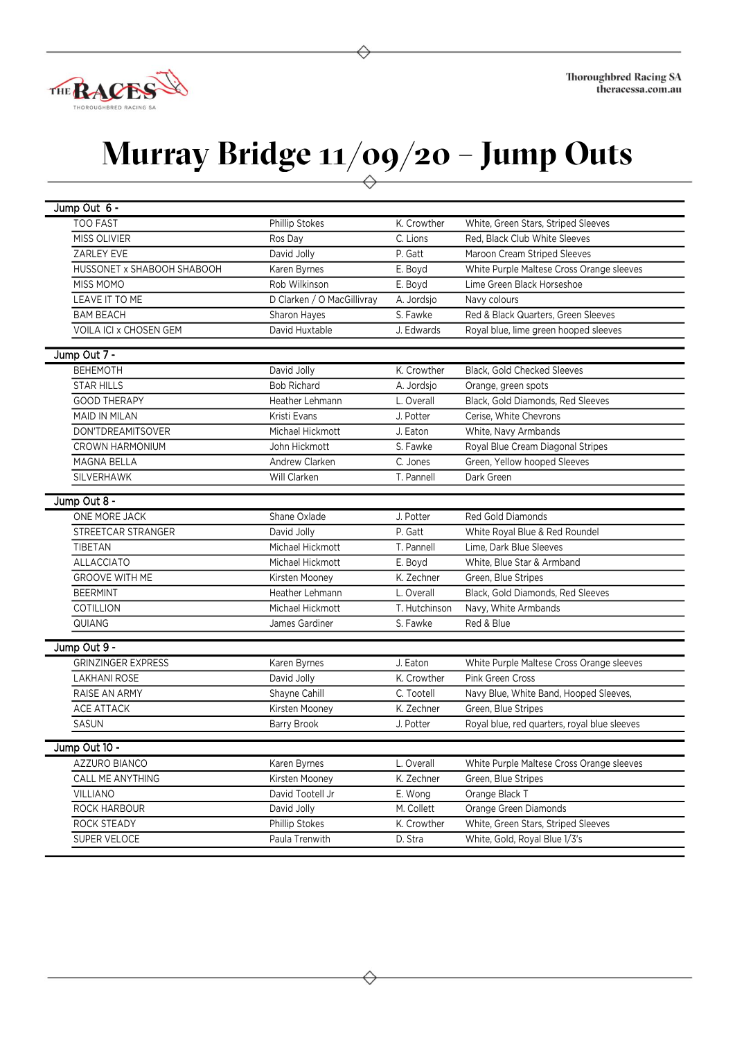# Murray Bridge 11/09/20 – Jump Outs

| | | | |
|---|---|---|---|
| **Jump Out 6 -** | | | |
| TOO FAST | Phillip Stokes | K. Crowther | White, Green Stars, Striped Sleeves |
| MISS OLIVIER | Ros Day | C. Lions | Red, Black Club White Sleeves |
| ZARLEY EVE | David Jolly | P. Gatt | Maroon Cream Striped Sleeves |
| HUSSONET x SHABOOH SHABOOH | Karen Byrnes | E. Boyd | White Purple Maltese Cross Orange sleeves |
| MISS MOMO | Rob Wilkinson | E. Boyd | Lime Green Black Horseshoe |
| LEAVE IT TO ME | D Clarken / O MacGillivray | A. Jordsjo | Navy colours |
| BAM BEACH | Sharon Hayes | S. Fawke | Red & Black Quarters, Green Sleeves |
| VOILA ICI x CHOSEN GEM | David Huxtable | J. Edwards | Royal blue, lime green hooped sleeves |
| **Jump Out 7 -** | | | |
| BEHEMOTH | David Jolly | K. Crowther | Black, Gold Checked Sleeves |
| STAR HILLS | Bob Richard | A. Jordsjo | Orange, green spots |
| GOOD THERAPY | Heather Lehmann | L. Overall | Black, Gold Diamonds, Red Sleeves |
| MAID IN MILAN | Kristi Evans | J. Potter | Cerise, White Chevrons |
| DON'TDREAMITSOVER | Michael Hickmott | J. Eaton | White, Navy Armbands |
| CROWN HARMONIUM | John Hickmott | S. Fawke | Royal Blue Cream Diagonal Stripes |
| MAGNA BELLA | Andrew Clarken | C. Jones | Green, Yellow hooped Sleeves |
| SILVERHAWK | Will Clarken | T. Pannell | Dark Green |
| **Jump Out 8 -** | | | |
| ONE MORE JACK | Shane Oxlade | J. Potter | Red Gold Diamonds |
| STREETCAR STRANGER | David Jolly | P. Gatt | White Royal Blue & Red Roundel |
| TIBETAN | Michael Hickmott | T. Pannell | Lime, Dark Blue Sleeves |
| ALLACCIATO | Michael Hickmott | E. Boyd | White, Blue Star & Armband |
| GROOVE WITH ME | Kirsten Mooney | K. Zechner | Green, Blue Stripes |
| BEERMINT | Heather Lehmann | L. Overall | Black, Gold Diamonds, Red Sleeves |
| COTILLION | Michael Hickmott | T. Hutchinson | Navy, White Armbands |
| QUIANG | James Gardiner | S. Fawke | Red & Blue |
| **Jump Out 9 -** | | | |
| GRINZINGER EXPRESS | Karen Byrnes | J. Eaton | White Purple Maltese Cross Orange sleeves |
| LAKHANI ROSE | David Jolly | K. Crowther | Pink Green Cross |
| RAISE AN ARMY | Shayne Cahill | C. Tootell | Navy Blue, White Band, Hooped Sleeves, |
| ACE ATTACK | Kirsten Mooney | K. Zechner | Green, Blue Stripes |
| SASUN | Barry Brook | J. Potter | Royal blue, red quarters, royal blue sleeves |
| **Jump Out 10 -** | | | |
| AZZURO BIANCO | Karen Byrnes | L. Overall | White Purple Maltese Cross Orange sleeves |
| CALL ME ANYTHING | Kirsten Mooney | K. Zechner | Green, Blue Stripes |
| VILLIANO | David Tootell Jr | E. Wong | Orange Black T |
| ROCK HARBOUR | David Jolly | M. Collett | Orange Green Diamonds |
| ROCK STEADY | Phillip Stokes | K. Crowther | White, Green Stars, Striped Sleeves |
| SUPER VELOCE | Paula Trenwith | D. Stra | White, Gold, Royal Blue 1/3's |